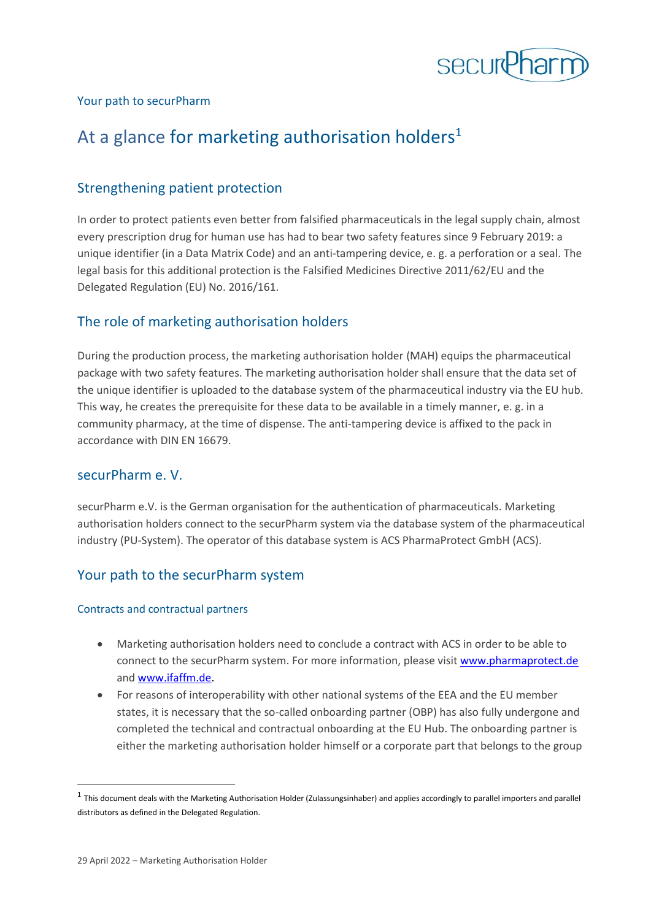Your path to securPharm

# At a glance for marketing authorisation holders[1]

## Strengthening patient protection

In order to protect patients even better from falsified pharmaceuticals in the legal supply chain, almost every prescription drug for human use has had to bear two safety features since 9 February 2019: a unique identifier (in a Data Matrix Code) and an anti-tampering device, e. g. a perforation or a seal. The legal basis for this additional protection is the Falsified Medicines Directive 2011/62/EU and the Delegated Regulation (EU) No. 2016/161.

## The role of marketing authorisation holders

During the production process, the marketing authorisation holder (MAH) equips the pharmaceutical package with two safety features. The marketing authorisation holder shall ensure that the data set of the unique identifier is uploaded to the database system of the pharmaceutical industry via the EU hub. This way, he creates the prerequisite for these data to be available in a timely manner, e. g. in a community pharmacy, at the time of dispense. The anti-tampering device is affixed to the pack in accordance with DIN EN 16679.

## securPharm e. V.

securPharm e.V. is the German organisation for the authentication of pharmaceuticals. Marketing authorisation holders connect to the securPharm system via the database system of the pharmaceutical industry (PU-System). The operator of this database system is ACS PharmaProtect GmbH (ACS).

## Your path to the securPharm system

### Contracts and contractual partners

- Marketing authorisation holders need to conclude a contract with ACS in order to be able to connect to the securPharm system. For more information, please visit www.pharmaprotect.de and www.ifaffm.de.
- For reasons of interoperability with other national systems of the EEA and the EU member states, it is necessary that the so-called onboarding partner (OBP) has also fully undergone and completed the technical and contractual onboarding at the EU Hub. The onboarding partner is either the marketing authorisation holder himself or a corporate part that belongs to the group

[1] This document deals with the Marketing Authorisation Holder (Zulassungsinhaber) and applies accordingly to parallel importers and parallel distributors as defined in the Delegated Regulation.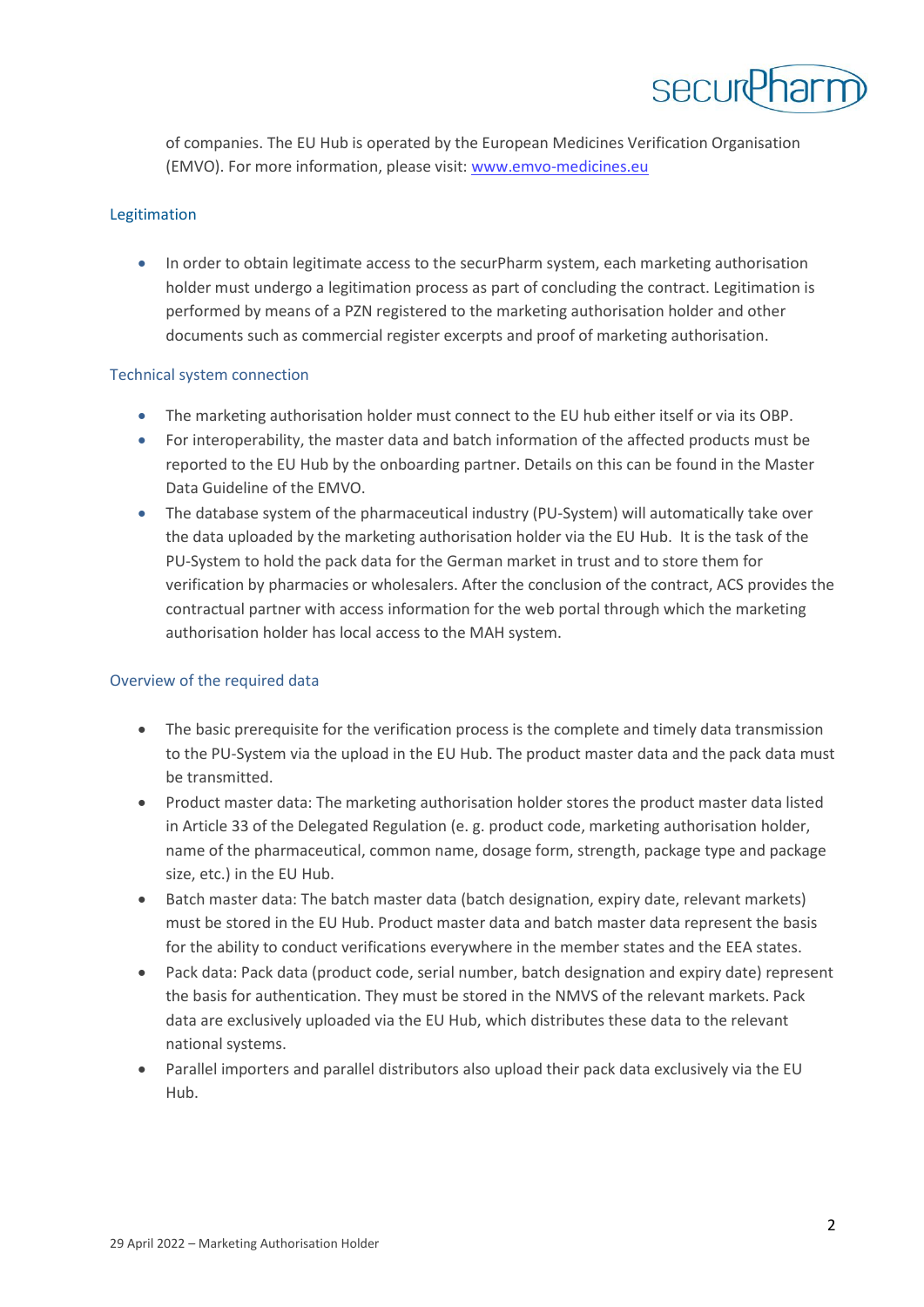of companies. The EU Hub is operated by the European Medicines Verification Organisation (EMVO). For more information, please visit: [www.emvo-medicines.eu](www.emvo-medicines.eu)

## Legitimation

- In order to obtain legitimate access to the securPharm system, each marketing authorisation holder must undergo a legitimation process as part of concluding the contract. Legitimation is performed by means of a PZN registered to the marketing authorisation holder and other documents such as commercial register excerpts and proof of marketing authorisation.

## Technical system connection

- The marketing authorisation holder must connect to the EU hub either itself or via its OBP.
- For interoperability, the master data and batch information of the affected products must be reported to the EU Hub by the onboarding partner. Details on this can be found in the Master Data Guideline of the EMVO.
- The database system of the pharmaceutical industry (PU-System) will automatically take over the data uploaded by the marketing authorisation holder via the EU Hub. It is the task of the PU-System to hold the pack data for the German market in trust and to store them for verification by pharmacies or wholesalers. After the conclusion of the contract, ACS provides the contractual partner with access information for the web portal through which the marketing authorisation holder has local access to the MAH system.

## Overview of the required data

- The basic prerequisite for the verification process is the complete and timely data transmission to the PU-System via the upload in the EU Hub. The product master data and the pack data must be transmitted.
- Product master data: The marketing authorisation holder stores the product master data listed in Article 33 of the Delegated Regulation (e. g. product code, marketing authorisation holder, name of the pharmaceutical, common name, dosage form, strength, package type and package size, etc.) in the EU Hub.
- Batch master data: The batch master data (batch designation, expiry date, relevant markets) must be stored in the EU Hub. Product master data and batch master data represent the basis for the ability to conduct verifications everywhere in the member states and the EEA states.
- Pack data: Pack data (product code, serial number, batch designation and expiry date) represent the basis for authentication. They must be stored in the NMVS of the relevant markets. Pack data are exclusively uploaded via the EU Hub, which distributes these data to the relevant national systems.
- Parallel importers and parallel distributors also upload their pack data exclusively via the EU Hub.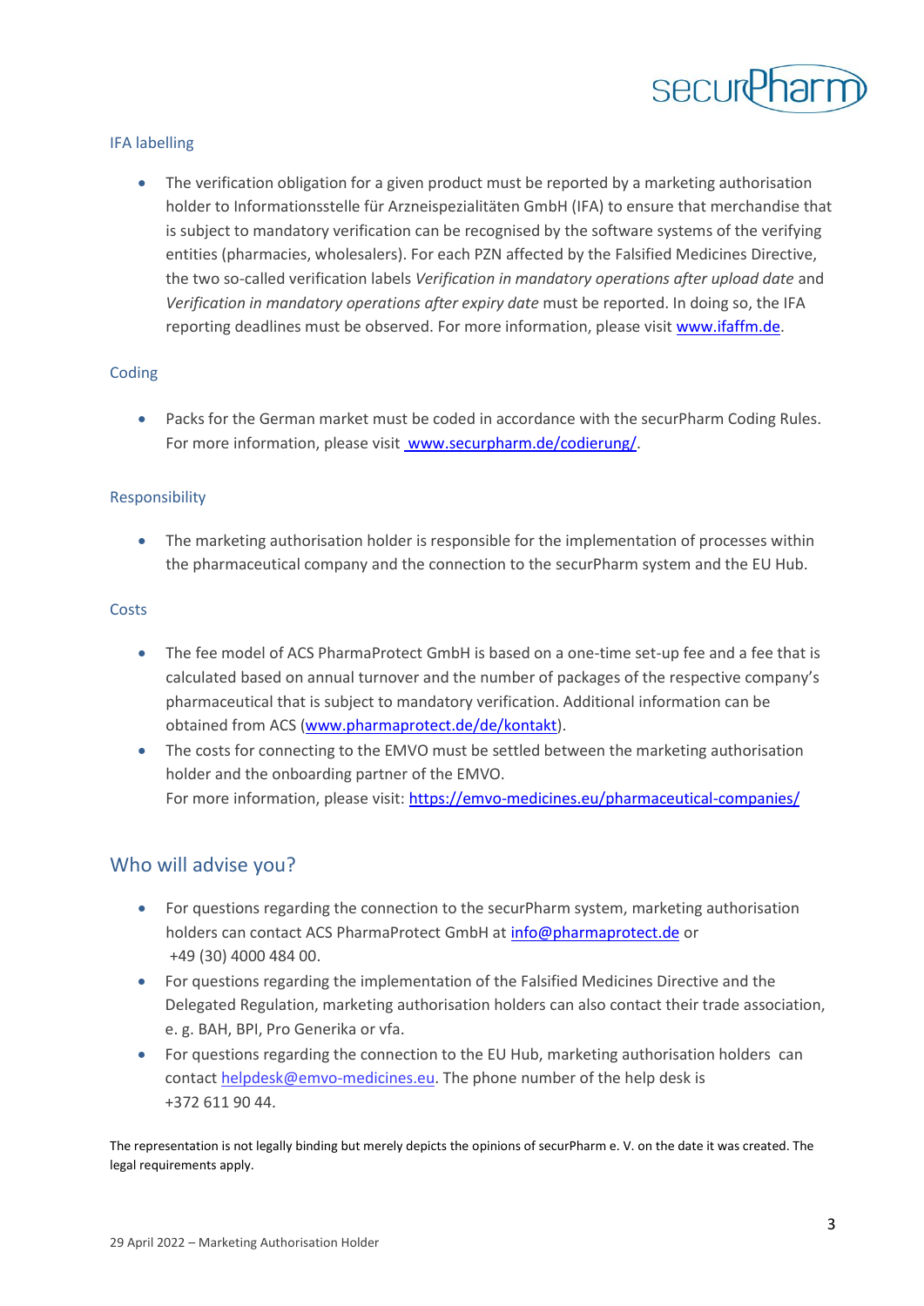### IFA labelling

- The verification obligation for a given product must be reported by a marketing authorisation holder to Informationsstelle für Arzneispezialitäten GmbH (IFA) to ensure that merchandise that is subject to mandatory verification can be recognised by the software systems of the verifying entities (pharmacies, wholesalers). For each PZN affected by the Falsified Medicines Directive, the two so-called verification labels *Verification in mandatory operations after upload date* and *Verification in mandatory operations after expiry date* must be reported. In doing so, the IFA reporting deadlines must be observed. For more information, please visit www.ifaffm.de.

### Coding

- Packs for the German market must be coded in accordance with the securPharm Coding Rules. For more information, please visit www.securpharm.de/codierung/.

### Responsibility

- The marketing authorisation holder is responsible for the implementation of processes within the pharmaceutical company and the connection to the securPharm system and the EU Hub.

### Costs

- The fee model of ACS PharmaProtect GmbH is based on a one-time set-up fee and a fee that is calculated based on annual turnover and the number of packages of the respective company's pharmaceutical that is subject to mandatory verification. Additional information can be obtained from ACS (www.pharmaprotect.de/de/kontakt).
- The costs for connecting to the EMVO must be settled between the marketing authorisation holder and the onboarding partner of the EMVO.  
  For more information, please visit: https://emvo-medicines.eu/pharmaceutical-companies/

## Who will advise you?

- For questions regarding the connection to the securPharm system, marketing authorisation holders can contact ACS PharmaProtect GmbH at info@pharmaprotect.de or +49 (30) 4000 484 00.
- For questions regarding the implementation of the Falsified Medicines Directive and the Delegated Regulation, marketing authorisation holders can also contact their trade association, e. g. BAH, BPI, Pro Generika or vfa.
- For questions regarding the connection to the EU Hub, marketing authorisation holders can contact helpdesk@emvo-medicines.eu. The phone number of the help desk is +372 611 90 44.

The representation is not legally binding but merely depicts the opinions of securPharm e. V. on the date it was created. The legal requirements apply.